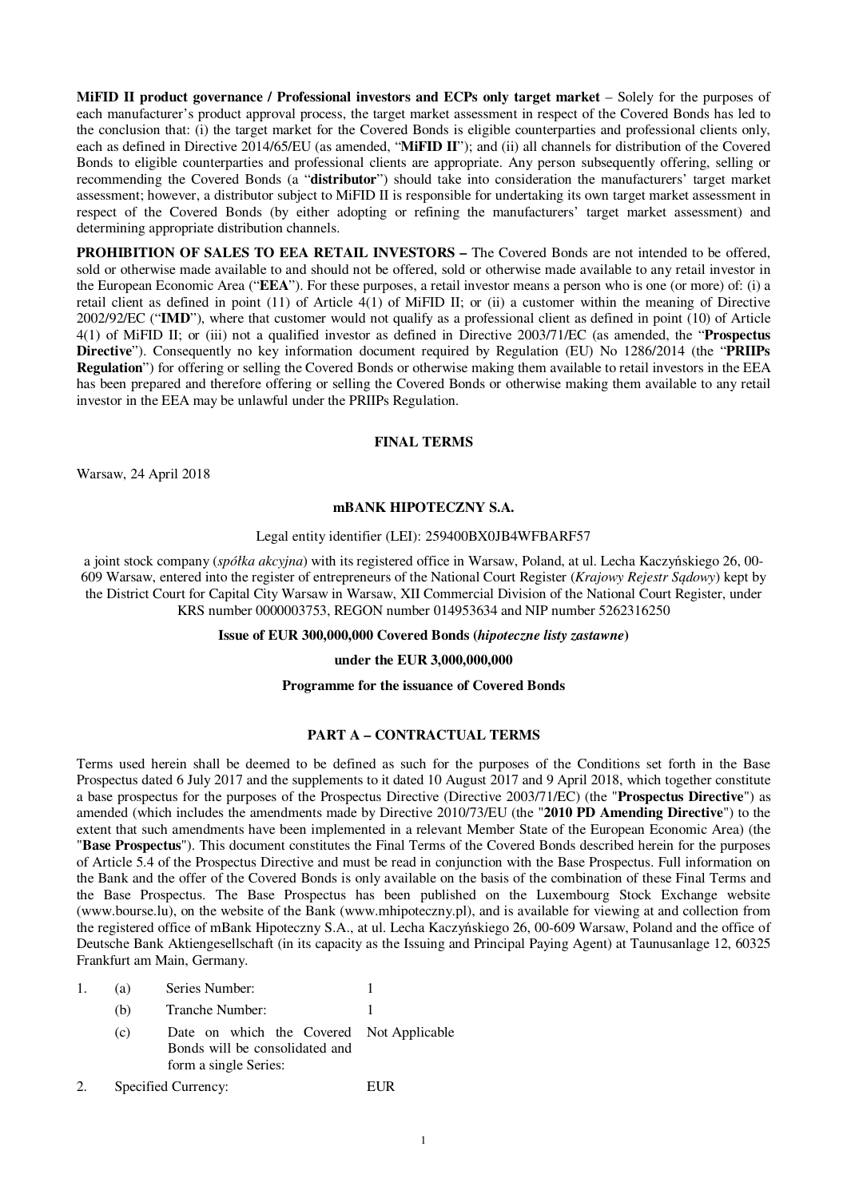**MiFID II product governance / Professional investors and ECPs only target market** – Solely for the purposes of each manufacturer's product approval process, the target market assessment in respect of the Covered Bonds has led to the conclusion that: (i) the target market for the Covered Bonds is eligible counterparties and professional clients only, each as defined in Directive 2014/65/EU (as amended, "**MiFID II**"); and (ii) all channels for distribution of the Covered Bonds to eligible counterparties and professional clients are appropriate. Any person subsequently offering, selling or recommending the Covered Bonds (a "**distributor**") should take into consideration the manufacturers' target market assessment; however, a distributor subject to MiFID II is responsible for undertaking its own target market assessment in respect of the Covered Bonds (by either adopting or refining the manufacturers' target market assessment) and determining appropriate distribution channels.

**PROHIBITION OF SALES TO EEA RETAIL INVESTORS –** The Covered Bonds are not intended to be offered, sold or otherwise made available to and should not be offered, sold or otherwise made available to any retail investor in the European Economic Area ("**EEA**"). For these purposes, a retail investor means a person who is one (or more) of: (i) a retail client as defined in point (11) of Article 4(1) of MiFID II; or (ii) a customer within the meaning of Directive 2002/92/EC ("**IMD**"), where that customer would not qualify as a professional client as defined in point (10) of Article 4(1) of MiFID II; or (iii) not a qualified investor as defined in Directive 2003/71/EC (as amended, the "**Prospectus Directive**"). Consequently no key information document required by Regulation (EU) No 1286/2014 (the "**PRIIPs Regulation**") for offering or selling the Covered Bonds or otherwise making them available to retail investors in the EEA has been prepared and therefore offering or selling the Covered Bonds or otherwise making them available to any retail investor in the EEA may be unlawful under the PRIIPs Regulation.

# FINAL TERMS

Warsaw, 24 April 2018

**mBANK HIPOTECZNY S.A.**

Legal entity identifier (LEI): 259400BX0JB4WFBARF57

a joint stock company (*spółka akcyjna*) with its registered office in Warsaw, Poland, at ul. Lecha Kaczyńskiego 26, 00-609 Warsaw, entered into the register of entrepreneurs of the National Court Register (*Krajowy Rejestr Sądowy*) kept by the District Court for Capital City Warsaw in Warsaw, XII Commercial Division of the National Court Register, under KRS number 0000003753, REGON number 014953634 and NIP number 5262316250

**Issue of EUR 300,000,000 Covered Bonds (*hipoteczne listy zastawne*)**

**under the EUR 3,000,000,000**

**Programme for the issuance of Covered Bonds**

## PART A – CONTRACTUAL TERMS

Terms used herein shall be deemed to be defined as such for the purposes of the Conditions set forth in the Base Prospectus dated 6 July 2017 and the supplements to it dated 10 August 2017 and 9 April 2018, which together constitute a base prospectus for the purposes of the Prospectus Directive (Directive 2003/71/EC) (the "**Prospectus Directive**") as amended (which includes the amendments made by Directive 2010/73/EU (the "**2010 PD Amending Directive**") to the extent that such amendments have been implemented in a relevant Member State of the European Economic Area) (the "**Base Prospectus**"). This document constitutes the Final Terms of the Covered Bonds described herein for the purposes of Article 5.4 of the Prospectus Directive and must be read in conjunction with the Base Prospectus. Full information on the Bank and the offer of the Covered Bonds is only available on the basis of the combination of these Final Terms and the Base Prospectus. The Base Prospectus has been published on the Luxembourg Stock Exchange website (www.bourse.lu), on the website of the Bank (www.mhipoteczny.pl), and is available for viewing at and collection from the registered office of mBank Hipoteczny S.A., at ul. Lecha Kaczyńskiego 26, 00-609 Warsaw, Poland and the office of Deutsche Bank Aktiengesellschaft (in its capacity as the Issuing and Principal Paying Agent) at Taunusanlage 12, 60325 Frankfurt am Main, Germany.

| | | | |
|---|---|---|---|
| 1. | (a) | Series Number: | 1 |
| | (b) | Tranche Number: | 1 |
| | (c) | Date on which the Covered Bonds will be consolidated and form a single Series: | Not Applicable |
| 2. | | Specified Currency: | EUR |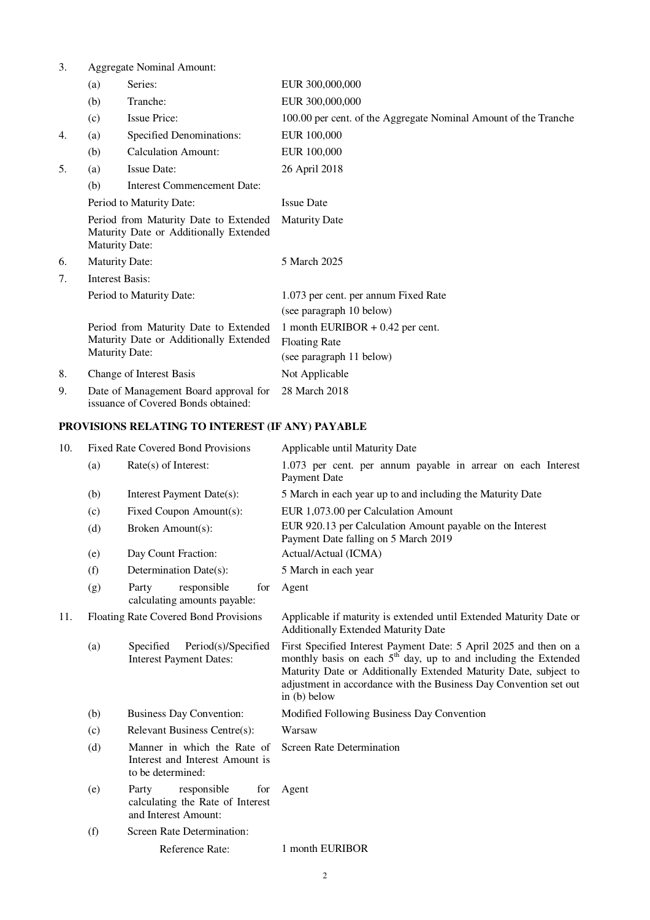| | | | |
|---|---|---|---|
| 3. | Aggregate Nominal Amount: | | |
| | (a) | Series: | EUR 300,000,000 |
| | (b) | Tranche: | EUR 300,000,000 |
| | (c) | Issue Price: | 100.00 per cent. of the Aggregate Nominal Amount of the Tranche |
| 4. | (a) | Specified Denominations: | EUR 100,000 |
| | (b) | Calculation Amount: | EUR 100,000 |
| 5. | (a) | Issue Date: | 26 April 2018 |
| | (b) | Interest Commencement Date: | |
| | Period to Maturity Date: | | Issue Date |
| | Period from Maturity Date to Extended Maturity Date or Additionally Extended Maturity Date: | | Maturity Date |
| 6. | Maturity Date: | | 5 March 2025 |
| 7. | Interest Basis: | | |
| | Period to Maturity Date: | | 1.073 per cent. per annum Fixed Rate (see paragraph 10 below) |
| | Period from Maturity Date to Extended Maturity Date or Additionally Extended Maturity Date: | | 1 month EURIBOR + 0.42 per cent. Floating Rate (see paragraph 11 below) |
| 8. | Change of Interest Basis | | Not Applicable |
| 9. | Date of Management Board approval for issuance of Covered Bonds obtained: | | 28 March 2018 |

## PROVISIONS RELATING TO INTEREST (IF ANY) PAYABLE

| | | | |
|---|---|---|---|
| 10. | Fixed Rate Covered Bond Provisions | | Applicable until Maturity Date |
| | (a) | Rate(s) of Interest: | 1.073 per cent. per annum payable in arrear on each Interest Payment Date |
| | (b) | Interest Payment Date(s): | 5 March in each year up to and including the Maturity Date |
| | (c) | Fixed Coupon Amount(s): | EUR 1,073.00 per Calculation Amount |
| | (d) | Broken Amount(s): | EUR 920.13 per Calculation Amount payable on the Interest Payment Date falling on 5 March 2019 |
| | (e) | Day Count Fraction: | Actual/Actual (ICMA) |
| | (f) | Determination Date(s): | 5 March in each year |
| | (g) | Party responsible for calculating amounts payable: | Agent |
| 11. | Floating Rate Covered Bond Provisions | | Applicable if maturity is extended until Extended Maturity Date or Additionally Extended Maturity Date |
| | (a) | Specified Period(s)/Specified Interest Payment Dates: | First Specified Interest Payment Date: 5 April 2025 and then on a monthly basis on each 5th day, up to and including the Extended Maturity Date or Additionally Extended Maturity Date, subject to adjustment in accordance with the Business Day Convention set out in (b) below |
| | (b) | Business Day Convention: | Modified Following Business Day Convention |
| | (c) | Relevant Business Centre(s): | Warsaw |
| | (d) | Manner in which the Rate of Interest and Interest Amount is to be determined: | Screen Rate Determination |
| | (e) | Party responsible for calculating the Rate of Interest and Interest Amount: | Agent |
| | (f) | Screen Rate Determination: | |
| | | Reference Rate: | 1 month EURIBOR |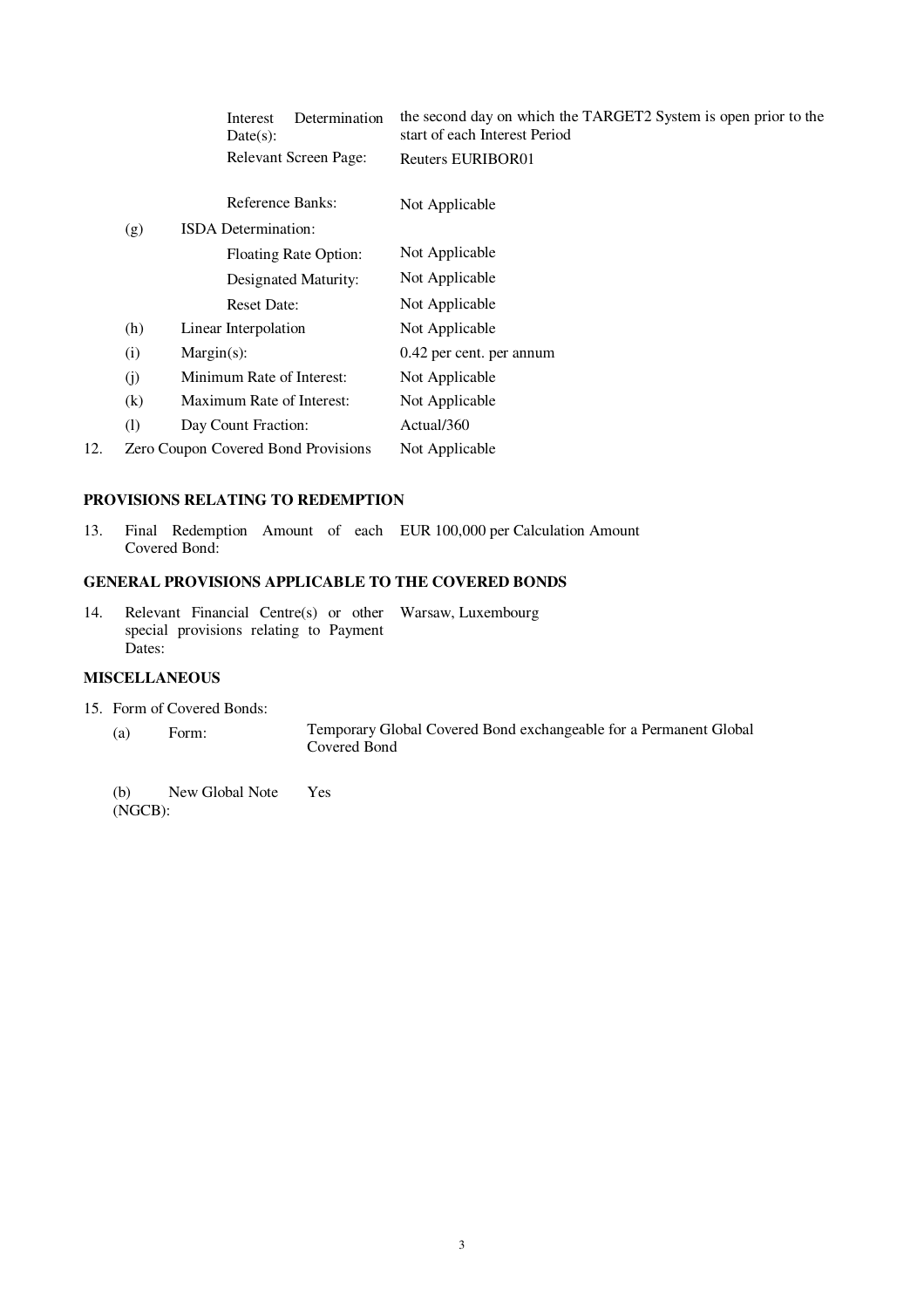| | | |
|---|---|---|
| | Interest Determination Date(s): | the second day on which the TARGET2 System is open prior to the start of each Interest Period |
| | Relevant Screen Page: | Reuters EURIBOR01 |
| | Reference Banks: | Not Applicable |
| (g) | ISDA Determination: | |
| | Floating Rate Option: | Not Applicable |
| | Designated Maturity: | Not Applicable |
| | Reset Date: | Not Applicable |
| (h) | Linear Interpolation | Not Applicable |
| (i) | Margin(s): | 0.42 per cent. per annum |
| (j) | Minimum Rate of Interest: | Not Applicable |
| (k) | Maximum Rate of Interest: | Not Applicable |
| (l) | Day Count Fraction: | Actual/360 |

12. Zero Coupon Covered Bond Provisions: Not Applicable

**PROVISIONS RELATING TO REDEMPTION**

13. Final Redemption Amount of each Covered Bond: EUR 100,000 per Calculation Amount

**GENERAL PROVISIONS APPLICABLE TO THE COVERED BONDS**

14. Relevant Financial Centre(s) or other special provisions relating to Payment Dates: Warsaw, Luxembourg

**MISCELLANEOUS**

15. Form of Covered Bonds:

| | | |
|---|---|---|
| (a) | Form: | Temporary Global Covered Bond exchangeable for a Permanent Global Covered Bond |
| (b) | New Global Note (NGCB): | Yes |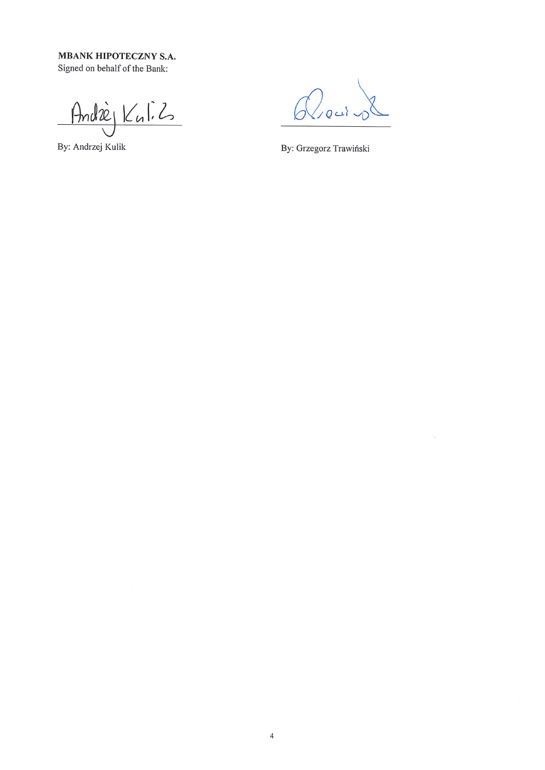**MBANK HIPOTECZNY S.A.**
Signed on behalf of the Bank:

______________________
By: Andrzej Kulik

______________________
By: Grzegorz Trawiński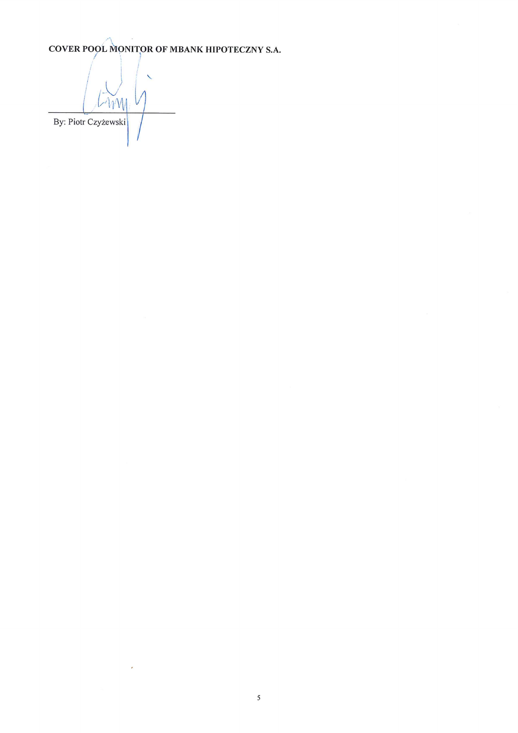**COVER POOL MONITOR OF MBANK HIPOTECZNY S.A.**

\_\_\_\_\_\_\_\_\_\_\_\_\_\_\_\_\_\_\_\_\_\_\_\_\_\_\_\_\_\_

By: Piotr Czyżewski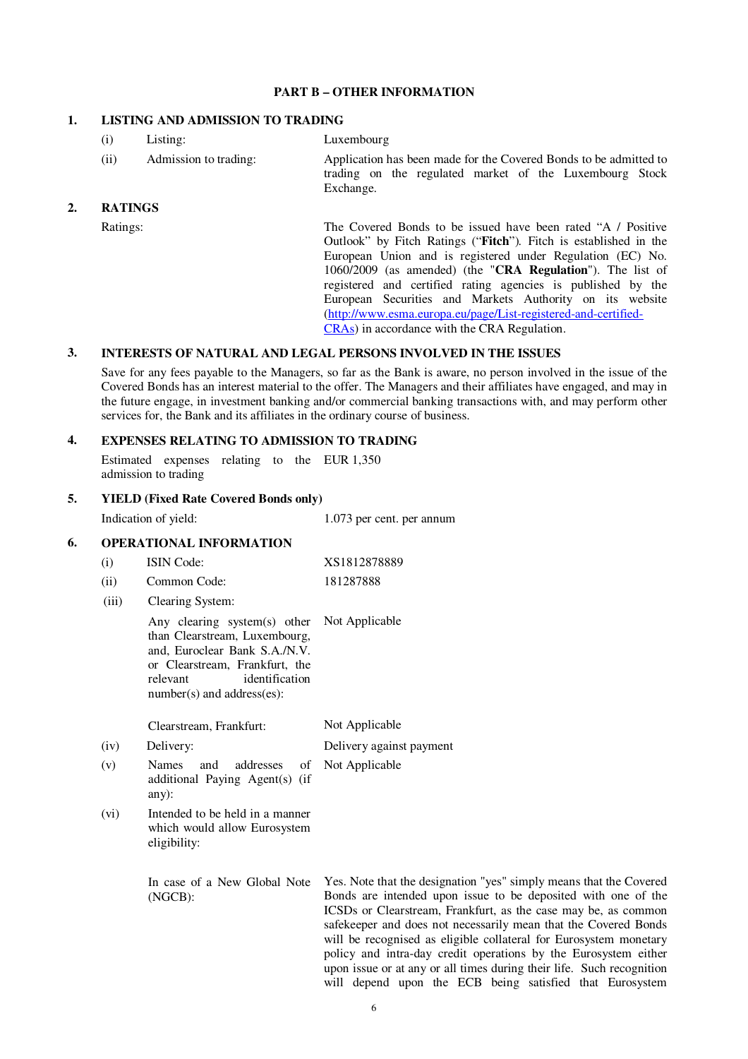## PART B – OTHER INFORMATION

### 1. LISTING AND ADMISSION TO TRADING

| | | |
|---|---|---|
| (i) | Listing: | Luxembourg |
| (ii) | Admission to trading: | Application has been made for the Covered Bonds to be admitted to trading on the regulated market of the Luxembourg Stock Exchange. |

### 2. RATINGS

| | |
|---|---|
| Ratings: | The Covered Bonds to be issued have been rated "A / Positive Outlook" by Fitch Ratings ("**Fitch**"). Fitch is established in the European Union and is registered under Regulation (EC) No. 1060/2009 (as amended) (the "**CRA Regulation**"). The list of registered and certified rating agencies is published by the European Securities and Markets Authority on its website (http://www.esma.europa.eu/page/List-registered-and-certified-CRAs) in accordance with the CRA Regulation. |

### 3. INTERESTS OF NATURAL AND LEGAL PERSONS INVOLVED IN THE ISSUES

Save for any fees payable to the Managers, so far as the Bank is aware, no person involved in the issue of the Covered Bonds has an interest material to the offer. The Managers and their affiliates have engaged, and may in the future engage, in investment banking and/or commercial banking transactions with, and may perform other services for, the Bank and its affiliates in the ordinary course of business.

### 4. EXPENSES RELATING TO ADMISSION TO TRADING

| | |
|---|---|
| Estimated expenses relating to the admission to trading | EUR 1,350 |

### 5. YIELD (Fixed Rate Covered Bonds only)

| | |
|---|---|
| Indication of yield: | 1.073 per cent. per annum |

### 6. OPERATIONAL INFORMATION

| | | |
|---|---|---|
| (i) | ISIN Code: | XS1812878889 |
| (ii) | Common Code: | 181287888 |
| (iii) | Clearing System: | |
| | Any clearing system(s) other than Clearstream, Luxembourg, and, Euroclear Bank S.A./N.V. or Clearstream, Frankfurt, the relevant identification number(s) and address(es): | Not Applicable |
| | Clearstream, Frankfurt: | Not Applicable |
| (iv) | Delivery: | Delivery against payment |
| (v) | Names and addresses of additional Paying Agent(s) (if any): | Not Applicable |
| (vi) | Intended to be held in a manner which would allow Eurosystem eligibility: | |
| | In case of a New Global Note (NGCB): | Yes. Note that the designation "yes" simply means that the Covered Bonds are intended upon issue to be deposited with one of the ICSDs or Clearstream, Frankfurt, as the case may be, as common safekeeper and does not necessarily mean that the Covered Bonds will be recognised as eligible collateral for Eurosystem monetary policy and intra-day credit operations by the Eurosystem either upon issue or at any or all times during their life. Such recognition will depend upon the ECB being satisfied that Eurosystem |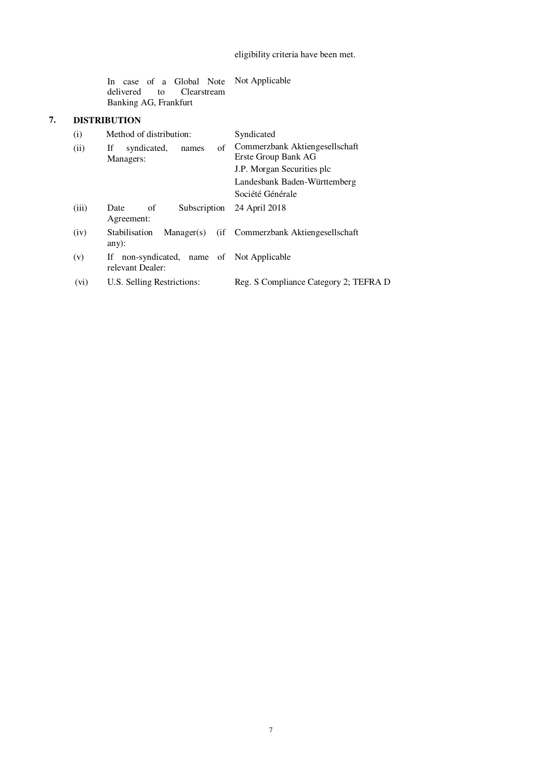| | |
|---|---|
| | eligibility criteria have been met. |
| In case of a Global Note delivered to Clearstream Banking AG, Frankfurt | Not Applicable |

## 7. DISTRIBUTION

| | | |
|---|---|---|
| (i) | Method of distribution: | Syndicated |
| (ii) | If syndicated, names of Managers: | Commerzbank Aktiengesellschaft<br>Erste Group Bank AG<br>J.P. Morgan Securities plc<br>Landesbank Baden-Württemberg<br>Société Générale |
| (iii) | Date of Subscription Agreement: | 24 April 2018 |
| (iv) | Stabilisation Manager(s) (if any): | Commerzbank Aktiengesellschaft |
| (v) | If non-syndicated, name of relevant Dealer: | Not Applicable |
| (vi) | U.S. Selling Restrictions: | Reg. S Compliance Category 2; TEFRA D |